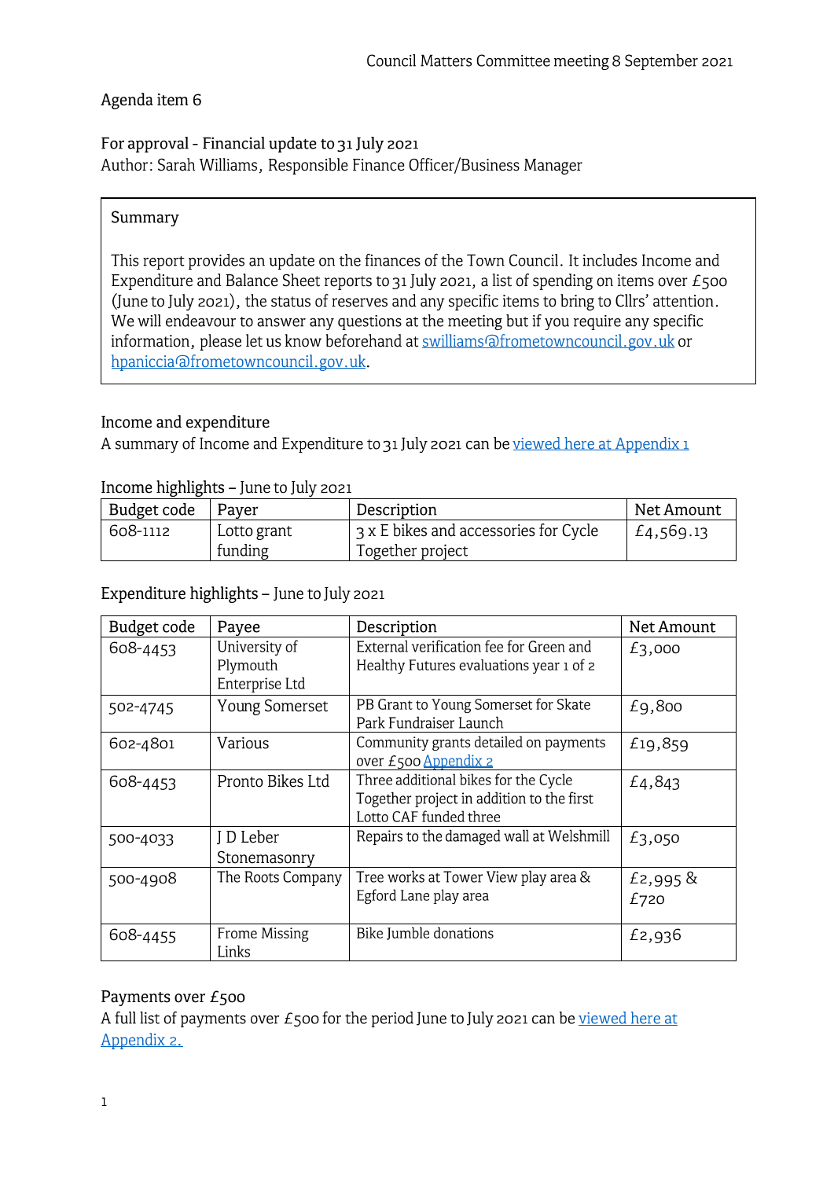Council Matters Committee meeting 8 September 2021

Agenda item 6

For approval - Financial update to 31 July 2021
Author: Sarah Williams, Responsible Finance Officer/Business Manager

> **Summary**
>
> This report provides an update on the finances of the Town Council. It includes Income and Expenditure and Balance Sheet reports to 31 July 2021, a list of spending on items over £500 (June to July 2021), the status of reserves and any specific items to bring to Cllrs' attention. We will endeavour to answer any questions at the meeting but if you require any specific information, please let us know beforehand at swilliams@frometowncouncil.gov.uk or hpaniccia@frometowncouncil.gov.uk.

## Income and expenditure

A summary of Income and Expenditure to 31 July 2021 can be viewed here at Appendix 1

Income highlights – June to July 2021

| Budget code | Payer | Description | Net Amount |
|---|---|---|---|
| 608-1112 | Lotto grant funding | 3 x E bikes and accessories for Cycle Together project | £4,569.13 |

Expenditure highlights – June to July 2021

| Budget code | Payee | Description | Net Amount |
|---|---|---|---|
| 608-4453 | University of Plymouth Enterprise Ltd | External verification fee for Green and Healthy Futures evaluation year 1 of 2 | £3,000 |
| 502-4745 | Young Somerset | PB Grant to Young Somerset for Skate Park Fundraiser Launch | £9,800 |
| 602-4801 | Various | Community grants detailed on payments over £500 Appendix 2 | £19,859 |
| 608-4453 | Pronto Bikes Ltd | Three additional bikes for the Cycle Together project in addition to the first Lotto CAF funded three | £4,843 |
| 500-4033 | J D Leber Stonemasonry | Repairs to the damaged wall at Welshmill | £3,050 |
| 500-4908 | The Roots Company | Tree works at Tower View play area & Egford Lane play area | £2,995 & £720 |
| 608-4455 | Frome Missing Links | Bike Jumble donations | £2,936 |

## Payments over £500

A full list of payments over £500 for the period June to July 2021 can be viewed here at Appendix 2.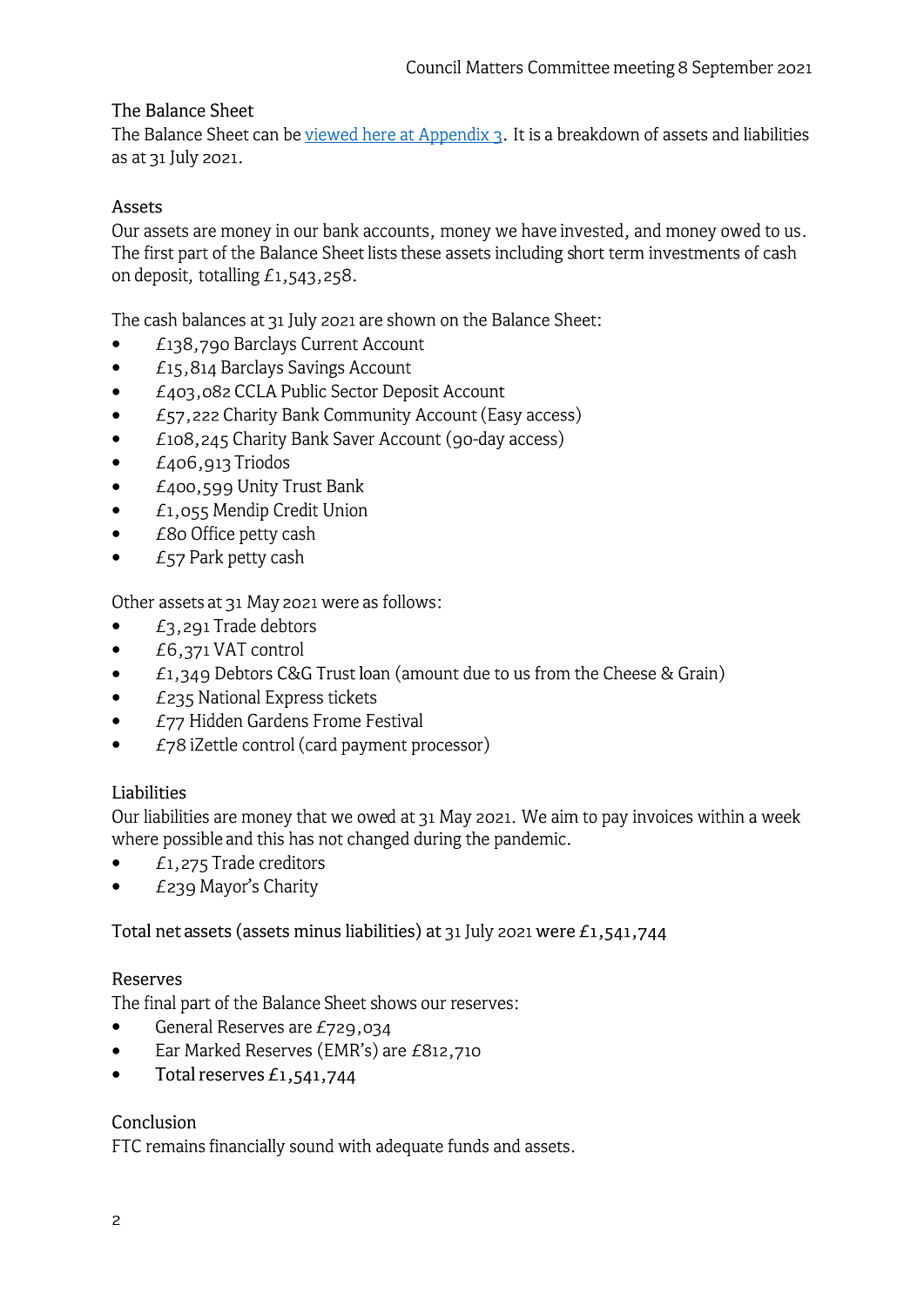## The Balance Sheet

The Balance Sheet can be [viewed here at Appendix 3](). It is a breakdown of assets and liabilities as at 31 July 2021.

### Assets

Our assets are money in our bank accounts, money we have invested, and money owed to us. The first part of the Balance Sheet lists these assets including short term investments of cash on deposit, totalling £1,543,258.

The cash balances at 31 July 2021 are shown on the Balance Sheet:

- £138,790 Barclays Current Account
- £15,814 Barclays Savings Account
- £403,082 CCLA Public Sector Deposit Account
- £57,222 Charity Bank Community Account (Easy access)
- £108,245 Charity Bank Saver Account (90-day access)
- £406,913 Triodos
- £400,599 Unity Trust Bank
- £1,055 Mendip Credit Union
- £80 Office petty cash
- £57 Park petty cash

Other assets at 31 May 2021 were as follows:

- £3,291 Trade debtors
- £6,371 VAT control
- £1,349 Debtors C&G Trust loan (amount due to us from the Cheese & Grain)
- £235 National Express tickets
- £77 Hidden Gardens Frome Festival
- £78 iZettle control (card payment processor)

### Liabilities

Our liabilities are money that we owed at 31 May 2021. We aim to pay invoices within a week where possible and this has not changed during the pandemic.

- £1,275 Trade creditors
- £239 Mayor's Charity

Total net assets (assets minus liabilities) at 31 July 2021 were £1,541,744

### Reserves

The final part of the Balance Sheet shows our reserves:

- General Reserves are £729,034
- Ear Marked Reserves (EMR's) are £812,710
- Total reserves £1,541,744

### Conclusion

FTC remains financially sound with adequate funds and assets.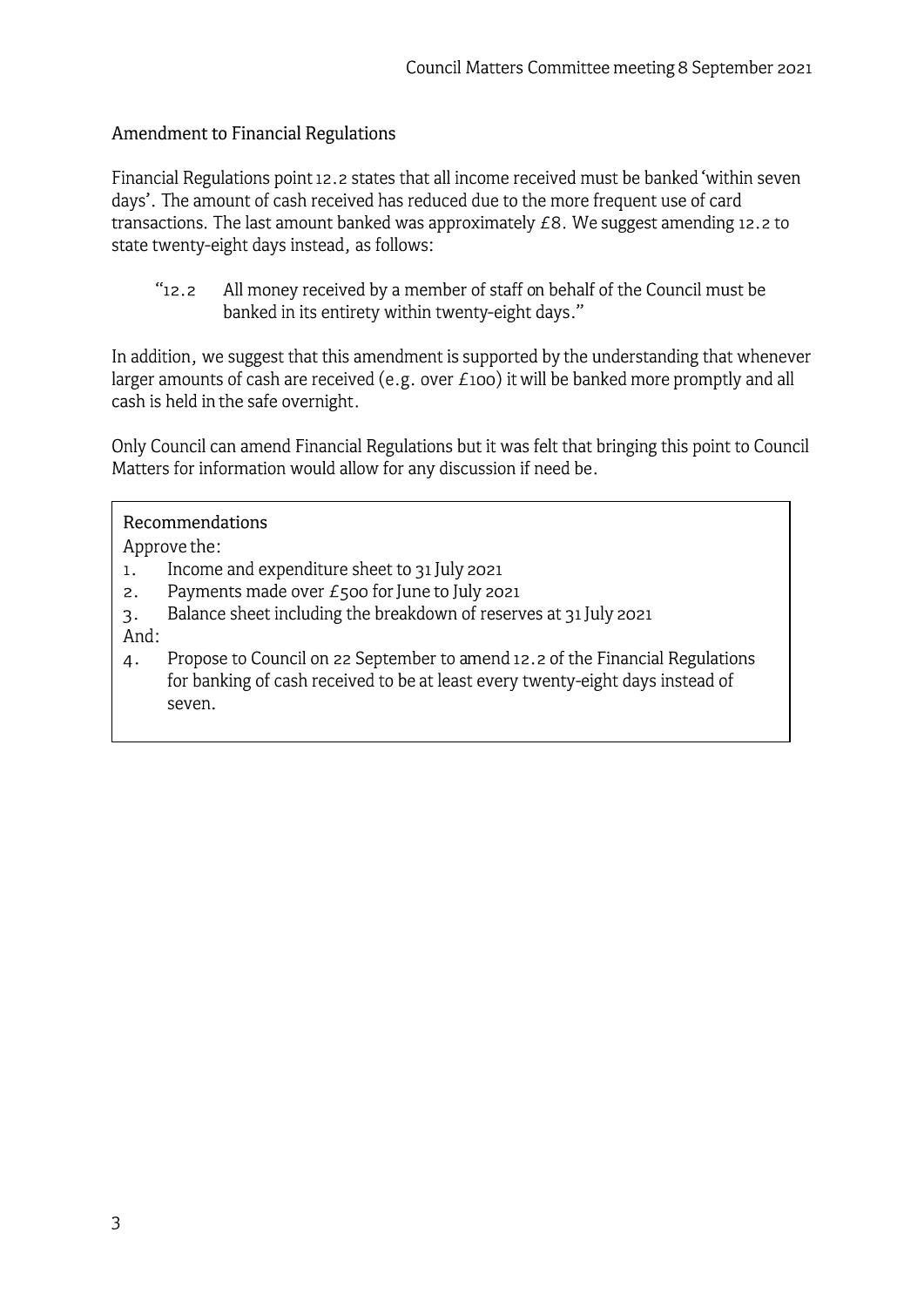## Amendment to Financial Regulations

Financial Regulations point 12.2 states that all income received must be banked 'within seven days'. The amount of cash received has reduced due to the more frequent use of card transactions. The last amount banked was approximately £8. We suggest amending 12.2 to state twenty-eight days instead, as follows:

> "12.2 All money received by a member of staff on behalf of the Council must be banked in its entirety within twenty-eight days."

In addition, we suggest that this amendment is supported by the understanding that whenever larger amounts of cash are received (e.g. over £100) it will be banked more promptly and all cash is held in the safe overnight.

Only Council can amend Financial Regulations but it was felt that bringing this point to Council Matters for information would allow for any discussion if need be.

### Recommendations

Approve the:

1. Income and expenditure sheet to 31 July 2021
2. Payments made over £500 for June to July 2021
3. Balance sheet including the breakdown of reserves at 31 July 2021

And:

4. Propose to Council on 22 September to amend 12.2 of the Financial Regulations for banking of cash received to be at least every twenty-eight days instead of seven.